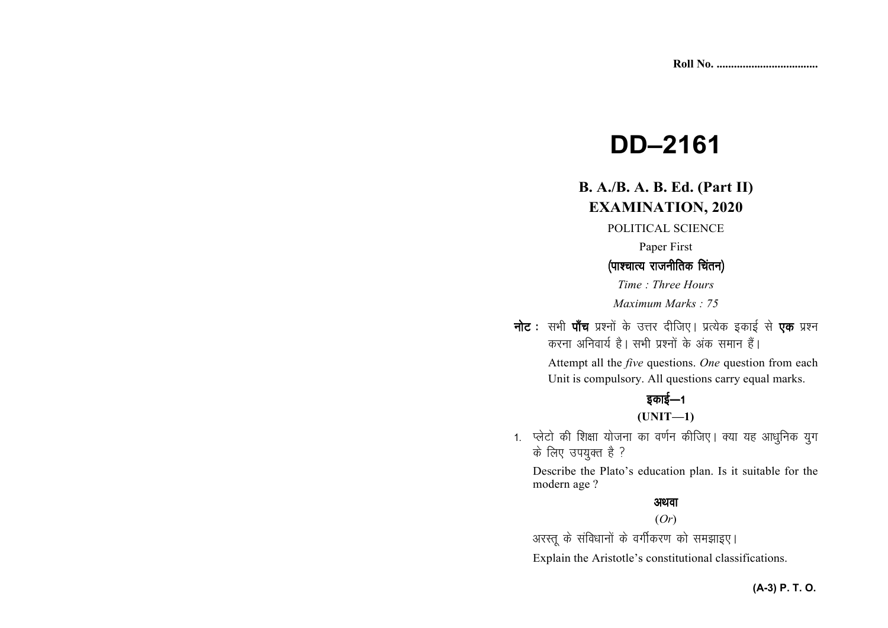Roll No. ..................................

# DD–2161

## B. A./B. A. B. Ed. (Part II) EXAMINATION, 2020

POLITICAL SCIENCE

Paper First

**(पाश्चात्य राजनीतिक चिंतन)**

*Time : Three Hours*

*Maximum Marks : 75*

**नोट :** सभी **पाँच** प्रश्नों के उत्तर दीजिए। प्रत्येक इकाई से **एक** प्रश्न करना अनिवार्य है। सभी प्रश्नों के अंक समान हैं।

Attempt all the *five* questions. *One* question from each Unit is compulsory. All questions carry equal marks.

### इकाई—1

### (UNIT—1)

1. प्लेटो की शिक्षा योजना का वर्णन कीजिए। क्या यह आधुनिक युग के लिए उपयुक्त है ?

   Describe the Plato's education plan. Is it suitable for the modern age ?

   **अथवा**

   (*Or*)

   अरस्तू के संविधानों के वर्गीकरण को समझाइए।

   Explain the Aristotle's constitutional classifications.

**(A-3) P. T. O.**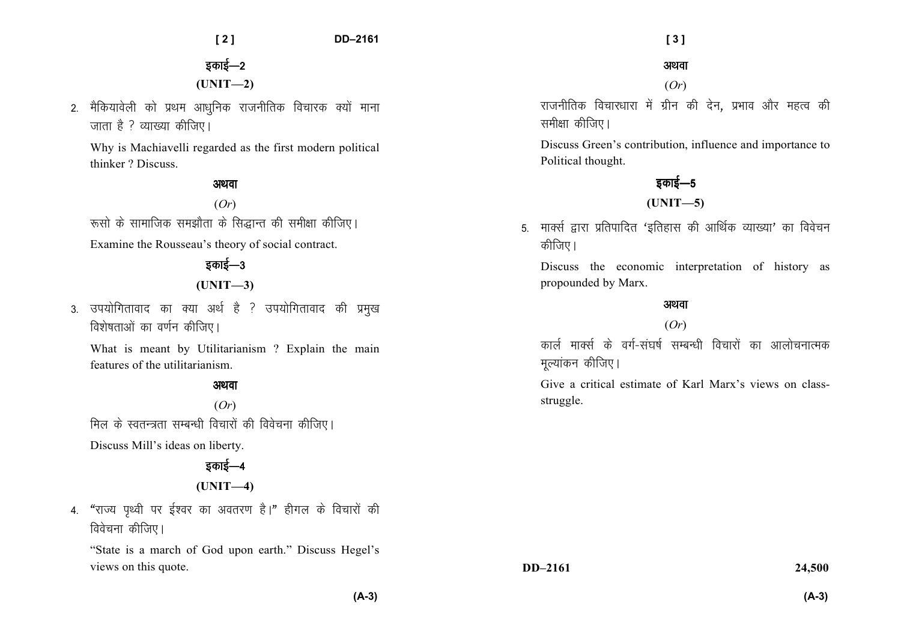## इकाई—2
## (UNIT—2)

2. मैकियावेली को प्रथम आधुनिक राजनीतिक विचारक क्यों माना जाता है ? व्याख्या कीजिए।

   Why is Machiavelli regarded as the first modern political thinker ? Discuss.

   **अथवा**

   (*Or*)

   रूसो के सामाजिक समझौता के सिद्धान्त की समीक्षा कीजिए।

   Examine the Rousseau's theory of social contract.

## इकाई—3
## (UNIT—3)

3. उपयोगितावाद का क्या अर्थ है ? उपयोगितावाद की प्रमुख विशेषताओं का वर्णन कीजिए।

   What is meant by Utilitarianism ? Explain the main features of the utilitarianism.

   **अथवा**

   (*Or*)

   मिल के स्वतन्त्रता सम्बन्धी विचारों की विवेचना कीजिए।

   Discuss Mill's ideas on liberty.

## इकाई—4
## (UNIT—4)

4. "राज्य पृथ्वी पर ईश्वर का अवतरण है।" हीगल के विचारों की विवेचना कीजिए।

   "State is a march of God upon earth." Discuss Hegel's views on this quote.

   **अथवा**

   (*Or*)

   राजनीतिक विचारधारा में ग्रीन की देन, प्रभाव और महत्व की समीक्षा कीजिए।

   Discuss Green's contribution, influence and importance to Political thought.

## इकाई—5
## (UNIT—5)

5. मार्क्स द्वारा प्रतिपादित 'इतिहास की आर्थिक व्याख्या' का विवेचन कीजिए।

   Discuss the economic interpretation of history as propounded by Marx.

   **अथवा**

   (*Or*)

   कार्ल मार्क्स के वर्ग-संघर्ष सम्बन्धी विचारों का आलोचनात्मक मूल्यांकन कीजिए।

   Give a critical estimate of Karl Marx's views on class-struggle.

DD–2161 24,500